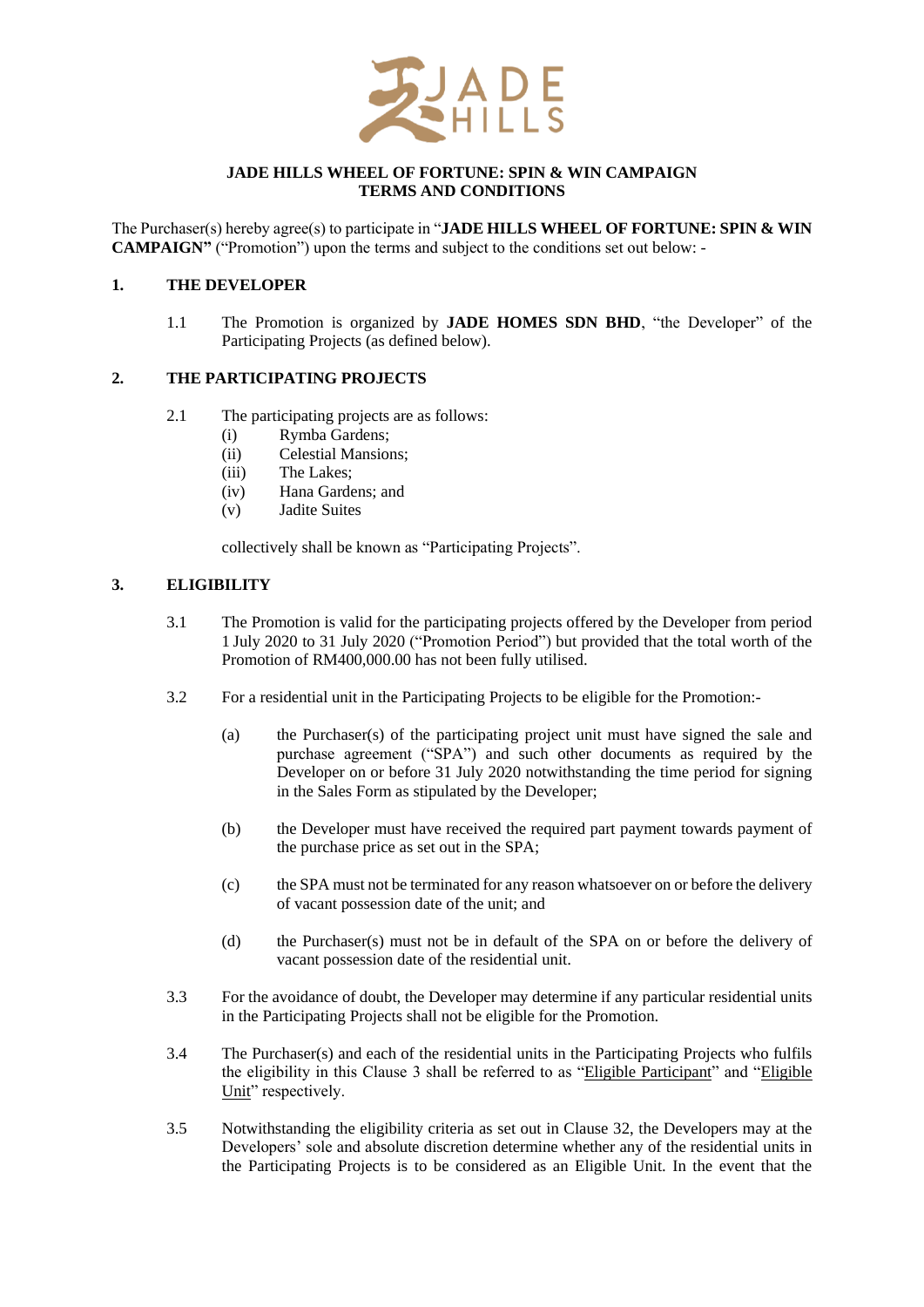JADE HILLS

# JADE HILLS WHEEL OF FORTUNE: SPIN & WIN CAMPAIGN TERMS AND CONDITIONS

The Purchaser(s) hereby agree(s) to participate in "**JADE HILLS WHEEL OF FORTUNE: SPIN & WIN CAMPAIGN"** ("Promotion") upon the terms and subject to the conditions set out below: -

## 1. THE DEVELOPER

1.1 The Promotion is organized by **JADE HOMES SDN BHD**, "the Developer" of the Participating Projects (as defined below).

## 2. THE PARTICIPATING PROJECTS

2.1 The participating projects are as follows:

(i) Rymba Gardens;
(ii) Celestial Mansions;
(iii) The Lakes;
(iv) Hana Gardens; and
(v) Jadite Suites

collectively shall be known as "Participating Projects".

## 3. ELIGIBILITY

3.1 The Promotion is valid for the participating projects offered by the Developer from period 1 July 2020 to 31 July 2020 ("Promotion Period") but provided that the total worth of the Promotion of RM400,000.00 has not been fully utilised.

3.2 For a residential unit in the Participating Projects to be eligible for the Promotion:-

(a) the Purchaser(s) of the participating project unit must have signed the sale and purchase agreement ("SPA") and such other documents as required by the Developer on or before 31 July 2020 notwithstanding the time period for signing in the Sales Form as stipulated by the Developer;

(b) the Developer must have received the required part payment towards payment of the purchase price as set out in the SPA;

(c) the SPA must not be terminated for any reason whatsoever on or before the delivery of vacant possession date of the unit; and

(d) the Purchaser(s) must not be in default of the SPA on or before the delivery of vacant possession date of the residential unit.

3.3 For the avoidance of doubt, the Developer may determine if any particular residential units in the Participating Projects shall not be eligible for the Promotion.

3.4 The Purchaser(s) and each of the residential units in the Participating Projects who fulfils the eligibility in this Clause 3 shall be referred to as "Eligible Participant" and "Eligible Unit" respectively.

3.5 Notwithstanding the eligibility criteria as set out in Clause 32, the Developers may at the Developers' sole and absolute discretion determine whether any of the residential units in the Participating Projects is to be considered as an Eligible Unit. In the event that the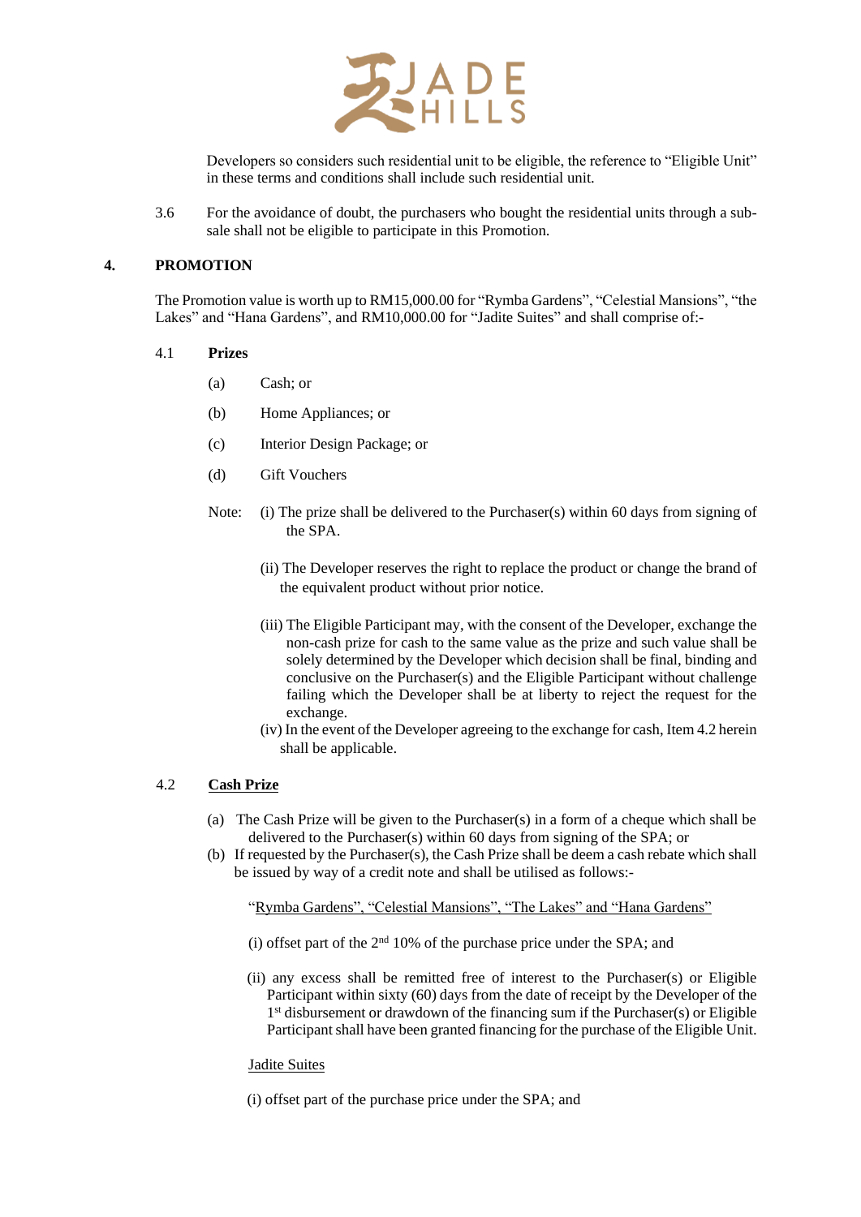Developers so considers such residential unit to be eligible, the reference to "Eligible Unit" in these terms and conditions shall include such residential unit.

3.6 For the avoidance of doubt, the purchasers who bought the residential units through a sub-sale shall not be eligible to participate in this Promotion.

## 4. PROMOTION

The Promotion value is worth up to RM15,000.00 for "Rymba Gardens", "Celestial Mansions", "the Lakes" and "Hana Gardens", and RM10,000.00 for "Jadite Suites" and shall comprise of:-

### 4.1 **Prizes**

(a) Cash; or

(b) Home Appliances; or

(c) Interior Design Package; or

(d) Gift Vouchers

Note: (i) The prize shall be delivered to the Purchaser(s) within 60 days from signing of the SPA.

(ii) The Developer reserves the right to replace the product or change the brand of the equivalent product without prior notice.

(iii) The Eligible Participant may, with the consent of the Developer, exchange the non-cash prize for cash to the same value as the prize and such value shall be solely determined by the Developer which decision shall be final, binding and conclusive on the Purchaser(s) and the Eligible Participant without challenge failing which the Developer shall be at liberty to reject the request for the exchange.

(iv) In the event of the Developer agreeing to the exchange for cash, Item 4.2 herein shall be applicable.

### 4.2 **Cash Prize**

(a) The Cash Prize will be given to the Purchaser(s) in a form of a cheque which shall be delivered to the Purchaser(s) within 60 days from signing of the SPA; or

(b) If requested by the Purchaser(s), the Cash Prize shall be deem a cash rebate which shall be issued by way of a credit note and shall be utilised as follows:-

"Rymba Gardens", "Celestial Mansions", "The Lakes" and "Hana Gardens"

(i) offset part of the 2nd 10% of the purchase price under the SPA; and

(ii) any excess shall be remitted free of interest to the Purchaser(s) or Eligible Participant within sixty (60) days from the date of receipt by the Developer of the 1st disbursement or drawdown of the financing sum if the Purchaser(s) or Eligible Participant shall have been granted financing for the purchase of the Eligible Unit.

Jadite Suites

(i) offset part of the purchase price under the SPA; and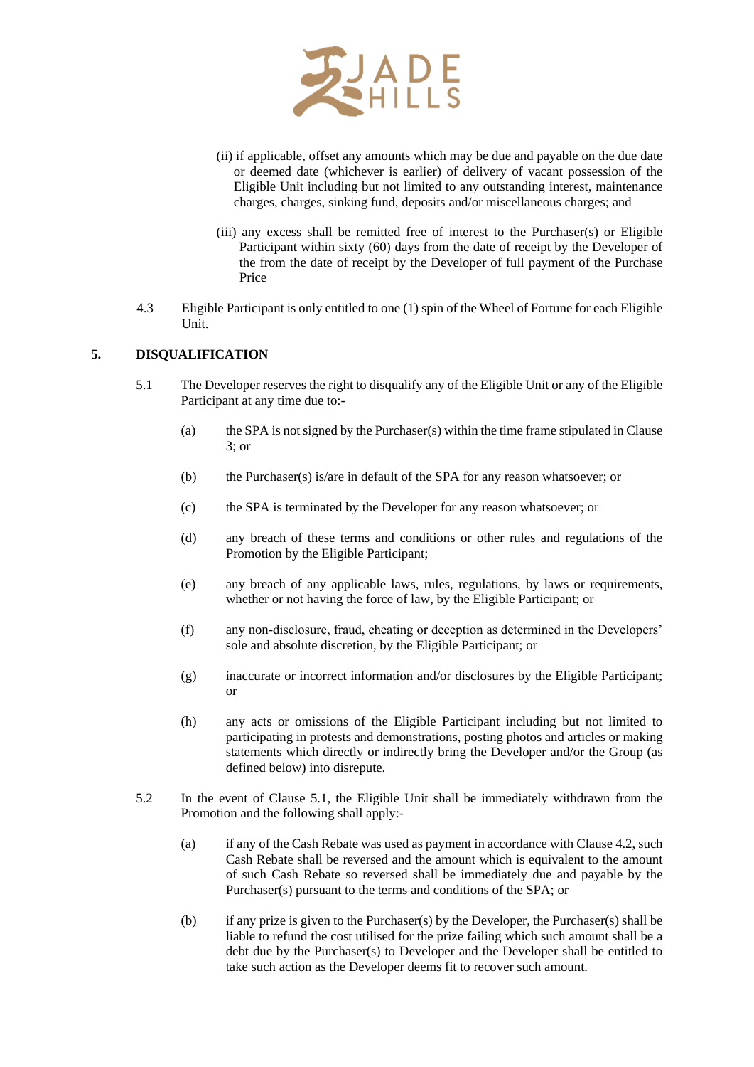(ii) if applicable, offset any amounts which may be due and payable on the due date or deemed date (whichever is earlier) of delivery of vacant possession of the Eligible Unit including but not limited to any outstanding interest, maintenance charges, charges, sinking fund, deposits and/or miscellaneous charges; and

(iii) any excess shall be remitted free of interest to the Purchaser(s) or Eligible Participant within sixty (60) days from the date of receipt by the Developer of the from the date of receipt by the Developer of full payment of the Purchase Price

4.3 Eligible Participant is only entitled to one (1) spin of the Wheel of Fortune for each Eligible Unit.

## 5. DISQUALIFICATION

5.1 The Developer reserves the right to disqualify any of the Eligible Unit or any of the Eligible Participant at any time due to:-

(a) the SPA is not signed by the Purchaser(s) within the time frame stipulated in Clause 3; or

(b) the Purchaser(s) is/are in default of the SPA for any reason whatsoever; or

(c) the SPA is terminated by the Developer for any reason whatsoever; or

(d) any breach of these terms and conditions or other rules and regulations of the Promotion by the Eligible Participant;

(e) any breach of any applicable laws, rules, regulations, by laws or requirements, whether or not having the force of law, by the Eligible Participant; or

(f) any non-disclosure, fraud, cheating or deception as determined in the Developers' sole and absolute discretion, by the Eligible Participant; or

(g) inaccurate or incorrect information and/or disclosures by the Eligible Participant; or

(h) any acts or omissions of the Eligible Participant including but not limited to participating in protests and demonstrations, posting photos and articles or making statements which directly or indirectly bring the Developer and/or the Group (as defined below) into disrepute.

5.2 In the event of Clause 5.1, the Eligible Unit shall be immediately withdrawn from the Promotion and the following shall apply:-

(a) if any of the Cash Rebate was used as payment in accordance with Clause 4.2, such Cash Rebate shall be reversed and the amount which is equivalent to the amount of such Cash Rebate so reversed shall be immediately due and payable by the Purchaser(s) pursuant to the terms and conditions of the SPA; or

(b) if any prize is given to the Purchaser(s) by the Developer, the Purchaser(s) shall be liable to refund the cost utilised for the prize failing which such amount shall be a debt due by the Purchaser(s) to Developer and the Developer shall be entitled to take such action as the Developer deems fit to recover such amount.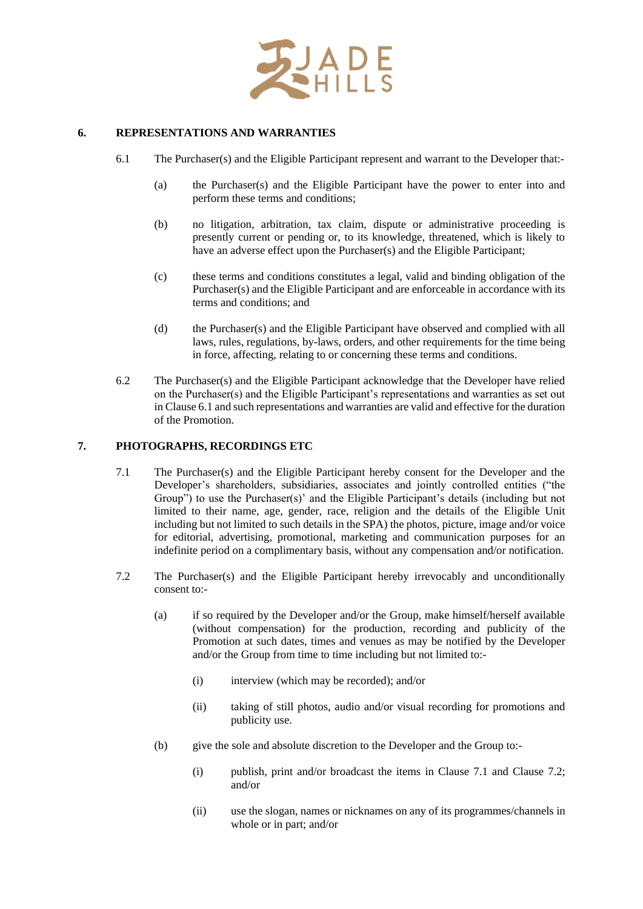## 6. REPRESENTATIONS AND WARRANTIES

6.1 The Purchaser(s) and the Eligible Participant represent and warrant to the Developer that:-

(a) the Purchaser(s) and the Eligible Participant have the power to enter into and perform these terms and conditions;

(b) no litigation, arbitration, tax claim, dispute or administrative proceeding is presently current or pending or, to its knowledge, threatened, which is likely to have an adverse effect upon the Purchaser(s) and the Eligible Participant;

(c) these terms and conditions constitutes a legal, valid and binding obligation of the Purchaser(s) and the Eligible Participant and are enforceable in accordance with its terms and conditions; and

(d) the Purchaser(s) and the Eligible Participant have observed and complied with all laws, rules, regulations, by-laws, orders, and other requirements for the time being in force, affecting, relating to or concerning these terms and conditions.

6.2 The Purchaser(s) and the Eligible Participant acknowledge that the Developer have relied on the Purchaser(s) and the Eligible Participant's representations and warranties as set out in Clause 6.1 and such representations and warranties are valid and effective for the duration of the Promotion.

## 7. PHOTOGRAPHS, RECORDINGS ETC

7.1 The Purchaser(s) and the Eligible Participant hereby consent for the Developer and the Developer's shareholders, subsidiaries, associates and jointly controlled entities ("the Group") to use the Purchaser(s)' and the Eligible Participant's details (including but not limited to their name, age, gender, race, religion and the details of the Eligible Unit including but not limited to such details in the SPA) the photos, picture, image and/or voice for editorial, advertising, promotional, marketing and communication purposes for an indefinite period on a complimentary basis, without any compensation and/or notification.

7.2 The Purchaser(s) and the Eligible Participant hereby irrevocably and unconditionally consent to:-

(a) if so required by the Developer and/or the Group, make himself/herself available (without compensation) for the production, recording and publicity of the Promotion at such dates, times and venues as may be notified by the Developer and/or the Group from time to time including but not limited to:-

(i) interview (which may be recorded); and/or

(ii) taking of still photos, audio and/or visual recording for promotions and publicity use.

(b) give the sole and absolute discretion to the Developer and the Group to:-

(i) publish, print and/or broadcast the items in Clause 7.1 and Clause 7.2; and/or

(ii) use the slogan, names or nicknames on any of its programmes/channels in whole or in part; and/or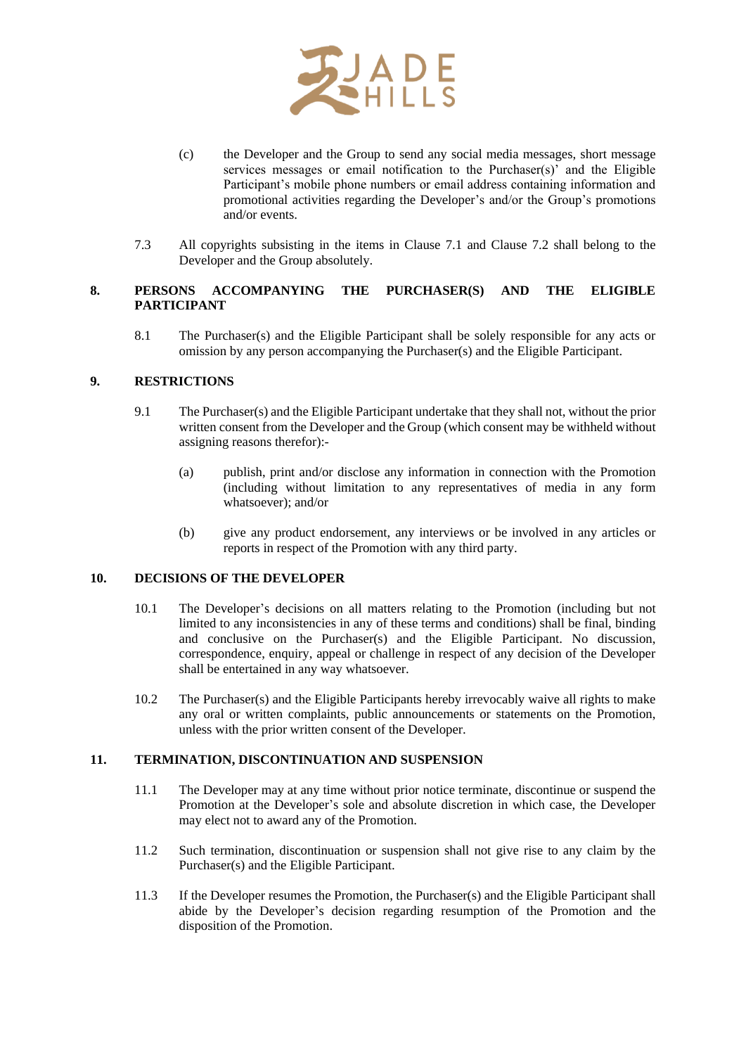(c) the Developer and the Group to send any social media messages, short message services messages or email notification to the Purchaser(s)' and the Eligible Participant's mobile phone numbers or email address containing information and promotional activities regarding the Developer's and/or the Group's promotions and/or events.

7.3 All copyrights subsisting in the items in Clause 7.1 and Clause 7.2 shall belong to the Developer and the Group absolutely.

## 8. PERSONS ACCOMPANYING THE PURCHASER(S) AND THE ELIGIBLE PARTICIPANT

8.1 The Purchaser(s) and the Eligible Participant shall be solely responsible for any acts or omission by any person accompanying the Purchaser(s) and the Eligible Participant.

## 9. RESTRICTIONS

9.1 The Purchaser(s) and the Eligible Participant undertake that they shall not, without the prior written consent from the Developer and the Group (which consent may be withheld without assigning reasons therefor):-

(a) publish, print and/or disclose any information in connection with the Promotion (including without limitation to any representatives of media in any form whatsoever); and/or

(b) give any product endorsement, any interviews or be involved in any articles or reports in respect of the Promotion with any third party.

## 10. DECISIONS OF THE DEVELOPER

10.1 The Developer's decisions on all matters relating to the Promotion (including but not limited to any inconsistencies in any of these terms and conditions) shall be final, binding and conclusive on the Purchaser(s) and the Eligible Participant. No discussion, correspondence, enquiry, appeal or challenge in respect of any decision of the Developer shall be entertained in any way whatsoever.

10.2 The Purchaser(s) and the Eligible Participants hereby irrevocably waive all rights to make any oral or written complaints, public announcements or statements on the Promotion, unless with the prior written consent of the Developer.

## 11. TERMINATION, DISCONTINUATION AND SUSPENSION

11.1 The Developer may at any time without prior notice terminate, discontinue or suspend the Promotion at the Developer's sole and absolute discretion in which case, the Developer may elect not to award any of the Promotion.

11.2 Such termination, discontinuation or suspension shall not give rise to any claim by the Purchaser(s) and the Eligible Participant.

11.3 If the Developer resumes the Promotion, the Purchaser(s) and the Eligible Participant shall abide by the Developer's decision regarding resumption of the Promotion and the disposition of the Promotion.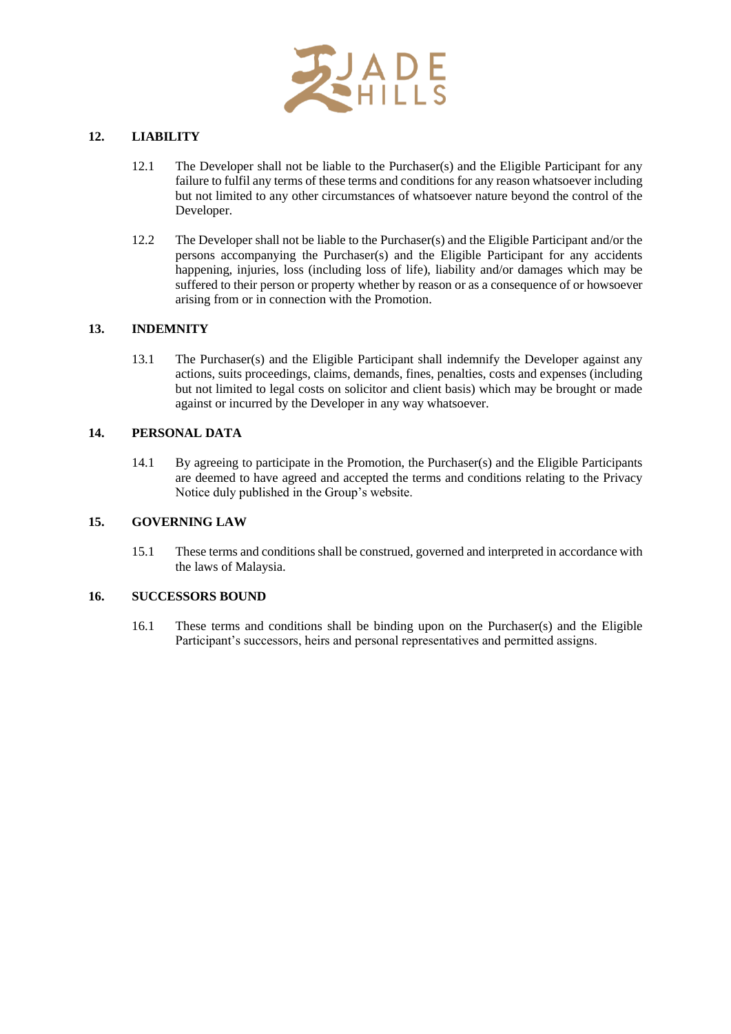## 12. LIABILITY

12.1 The Developer shall not be liable to the Purchaser(s) and the Eligible Participant for any failure to fulfil any terms of these terms and conditions for any reason whatsoever including but not limited to any other circumstances of whatsoever nature beyond the control of the Developer.

12.2 The Developer shall not be liable to the Purchaser(s) and the Eligible Participant and/or the persons accompanying the Purchaser(s) and the Eligible Participant for any accidents happening, injuries, loss (including loss of life), liability and/or damages which may be suffered to their person or property whether by reason or as a consequence of or howsoever arising from or in connection with the Promotion.

## 13. INDEMNITY

13.1 The Purchaser(s) and the Eligible Participant shall indemnify the Developer against any actions, suits proceedings, claims, demands, fines, penalties, costs and expenses (including but not limited to legal costs on solicitor and client basis) which may be brought or made against or incurred by the Developer in any way whatsoever.

## 14. PERSONAL DATA

14.1 By agreeing to participate in the Promotion, the Purchaser(s) and the Eligible Participants are deemed to have agreed and accepted the terms and conditions relating to the Privacy Notice duly published in the Group's website.

## 15. GOVERNING LAW

15.1 These terms and conditions shall be construed, governed and interpreted in accordance with the laws of Malaysia.

## 16. SUCCESSORS BOUND

16.1 These terms and conditions shall be binding upon on the Purchaser(s) and the Eligible Participant's successors, heirs and personal representatives and permitted assigns.